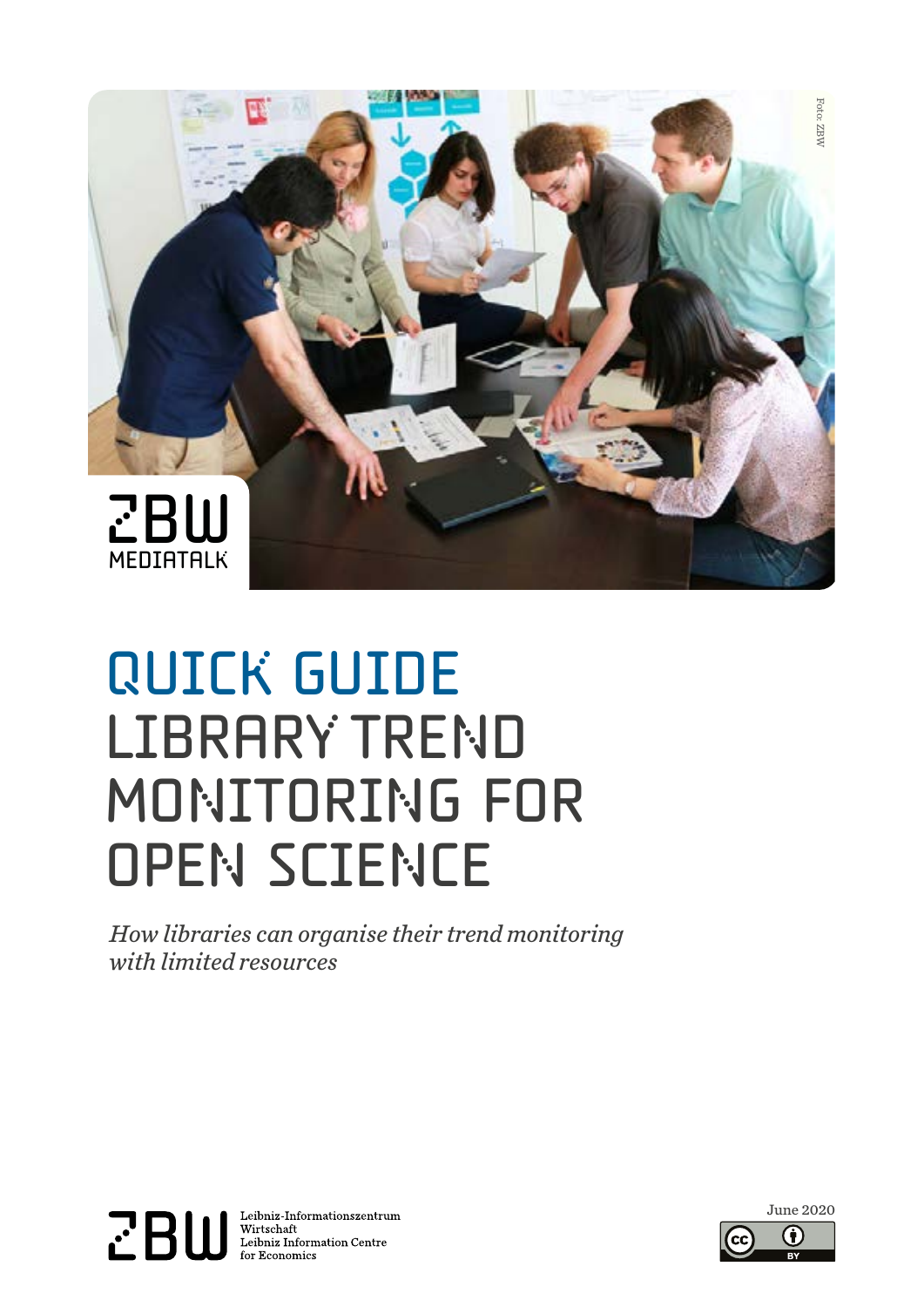Foto: ZBW

ZBW MEDIATALK

# QUICK GUIDE
# LIBRARY TREND MONITORING FOR OPEN SCIENCE

*How libraries can organise their trend monitoring with limited resources*

ZBW Leibniz-Informationszentrum Wirtschaft
Leibniz Information Centre for Economics

June 2020

CC BY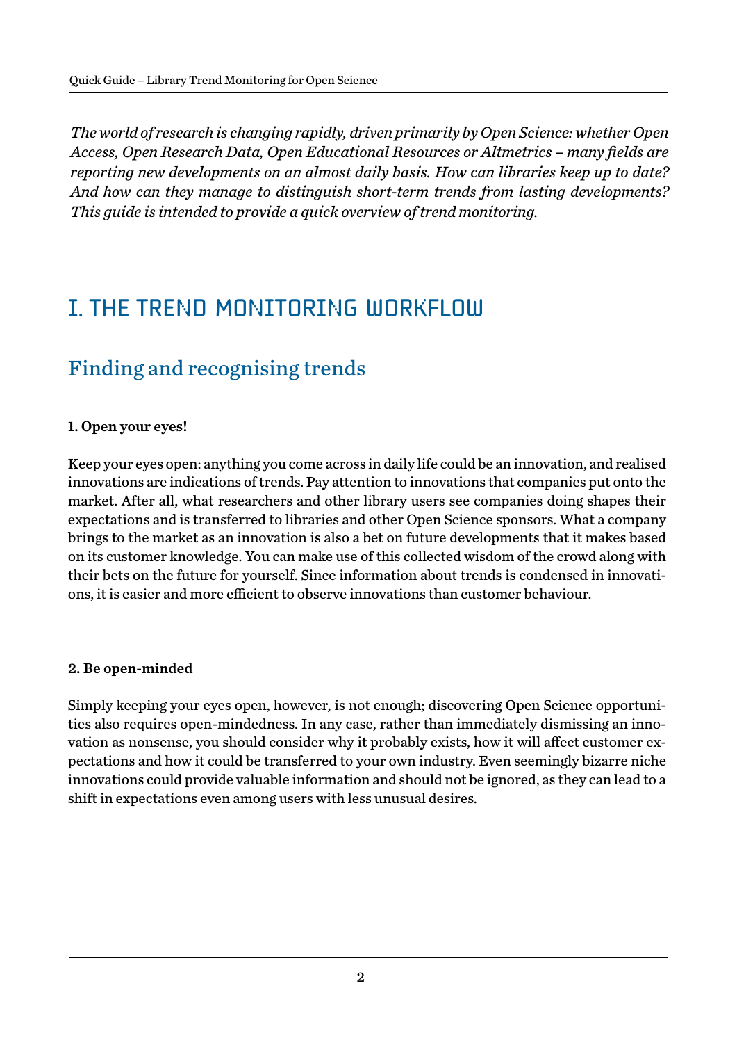*The world of research is changing rapidly, driven primarily by Open Science: whether Open Access, Open Research Data, Open Educational Resources or Altmetrics – many fields are reporting new developments on an almost daily basis. How can libraries keep up to date? And how can they manage to distinguish short-term trends from lasting developments? This guide is intended to provide a quick overview of trend monitoring.*

# I. THE TREND MONITORING WORKFLOW

## Finding and recognising trends

**1. Open your eyes!**

Keep your eyes open: anything you come across in daily life could be an innovation, and realised innovations are indications of trends. Pay attention to innovations that companies put onto the market. After all, what researchers and other library users see companies doing shapes their expectations and is transferred to libraries and other Open Science sponsors. What a company brings to the market as an innovation is also a bet on future developments that it makes based on its customer knowledge. You can make use of this collected wisdom of the crowd along with their bets on the future for yourself. Since information about trends is condensed in innovations, it is easier and more efficient to observe innovations than customer behaviour.

**2. Be open-minded**

Simply keeping your eyes open, however, is not enough; discovering Open Science opportunities also requires open-mindedness. In any case, rather than immediately dismissing an innovation as nonsense, you should consider why it probably exists, how it will affect customer expectations and how it could be transferred to your own industry. Even seemingly bizarre niche innovations could provide valuable information and should not be ignored, as they can lead to a shift in expectations even among users with less unusual desires.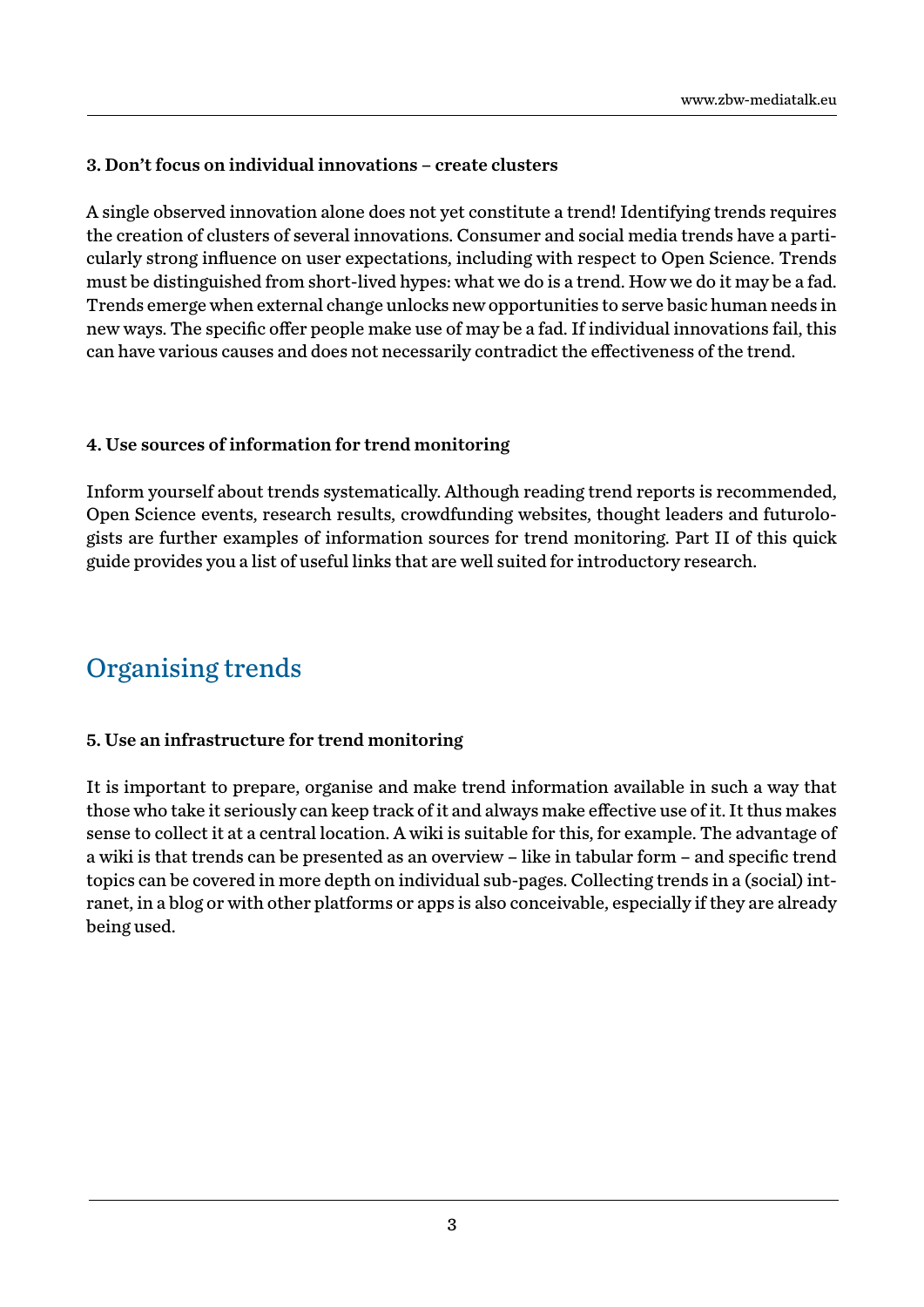**3. Don't focus on individual innovations – create clusters**

A single observed innovation alone does not yet constitute a trend! Identifying trends requires the creation of clusters of several innovations. Consumer and social media trends have a particularly strong influence on user expectations, including with respect to Open Science. Trends must be distinguished from short-lived hypes: what we do is a trend. How we do it may be a fad. Trends emerge when external change unlocks new opportunities to serve basic human needs in new ways. The specific offer people make use of may be a fad. If individual innovations fail, this can have various causes and does not necessarily contradict the effectiveness of the trend.

**4. Use sources of information for trend monitoring**

Inform yourself about trends systematically. Although reading trend reports is recommended, Open Science events, research results, crowdfunding websites, thought leaders and futurologists are further examples of information sources for trend monitoring. Part II of this quick guide provides you a list of useful links that are well suited for introductory research.

## Organising trends

**5. Use an infrastructure for trend monitoring**

It is important to prepare, organise and make trend information available in such a way that those who take it seriously can keep track of it and always make effective use of it. It thus makes sense to collect it at a central location. A wiki is suitable for this, for example. The advantage of a wiki is that trends can be presented as an overview – like in tabular form – and specific trend topics can be covered in more depth on individual sub-pages. Collecting trends in a (social) intranet, in a blog or with other platforms or apps is also conceivable, especially if they are already being used.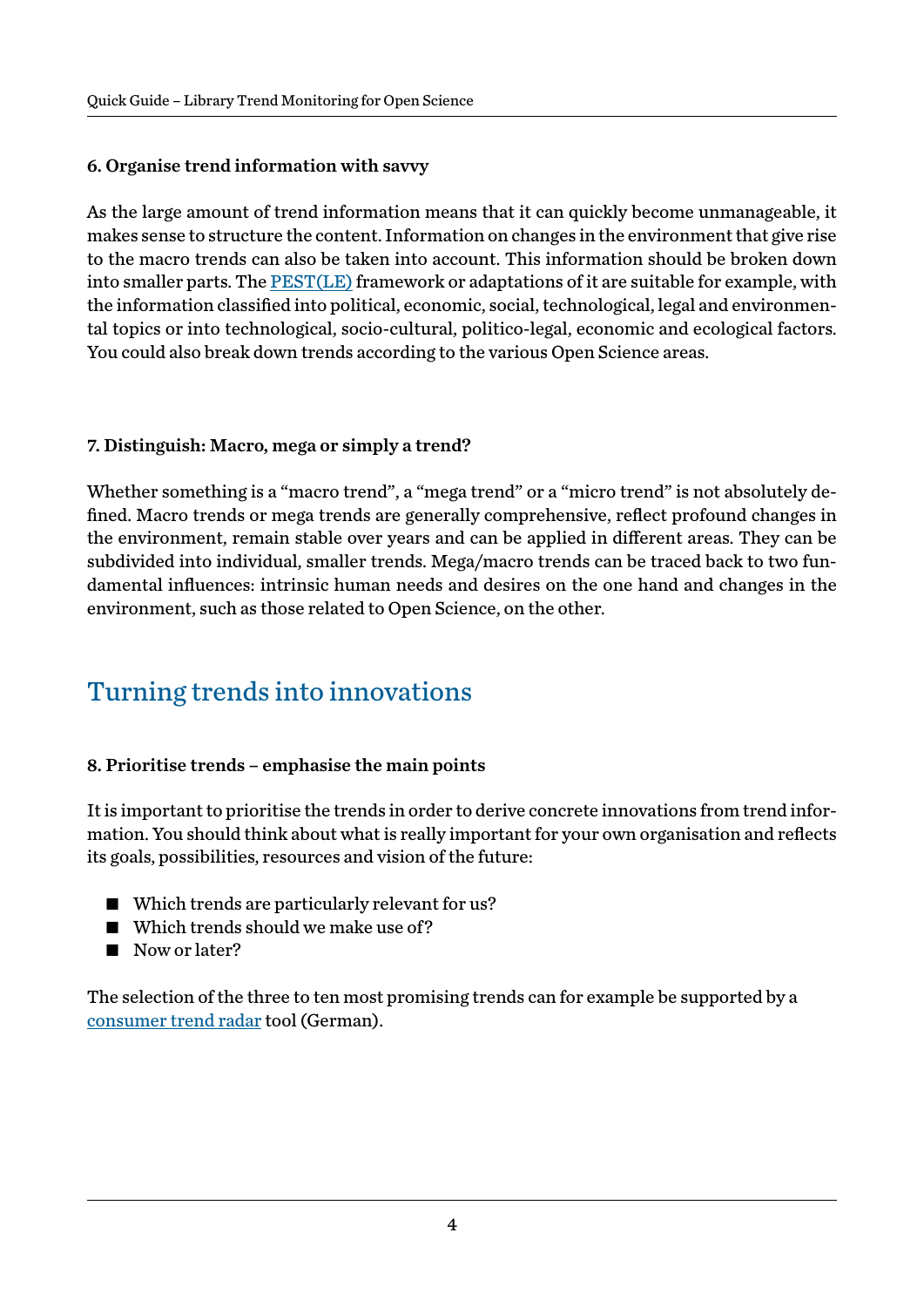#### 6. Organise trend information with savvy

As the large amount of trend information means that it can quickly become unmanageable, it makes sense to structure the content. Information on changes in the environment that give rise to the macro trends can also be taken into account. This information should be broken down into smaller parts. The PEST(LE) framework or adaptations of it are suitable for example, with the information classified into political, economic, social, technological, legal and environmental topics or into technological, socio-cultural, politico-legal, economic and ecological factors. You could also break down trends according to the various Open Science areas.

#### 7. Distinguish: Macro, mega or simply a trend?

Whether something is a "macro trend", a "mega trend" or a "micro trend" is not absolutely defined. Macro trends or mega trends are generally comprehensive, reflect profound changes in the environment, remain stable over years and can be applied in different areas. They can be subdivided into individual, smaller trends. Mega/macro trends can be traced back to two fundamental influences: intrinsic human needs and desires on the one hand and changes in the environment, such as those related to Open Science, on the other.

## Turning trends into innovations

#### 8. Prioritise trends – emphasise the main points

It is important to prioritise the trends in order to derive concrete innovations from trend information. You should think about what is really important for your own organisation and reflects its goals, possibilities, resources and vision of the future:

- Which trends are particularly relevant for us?
- Which trends should we make use of?
- Now or later?

The selection of the three to ten most promising trends can for example be supported by a consumer trend radar tool (German).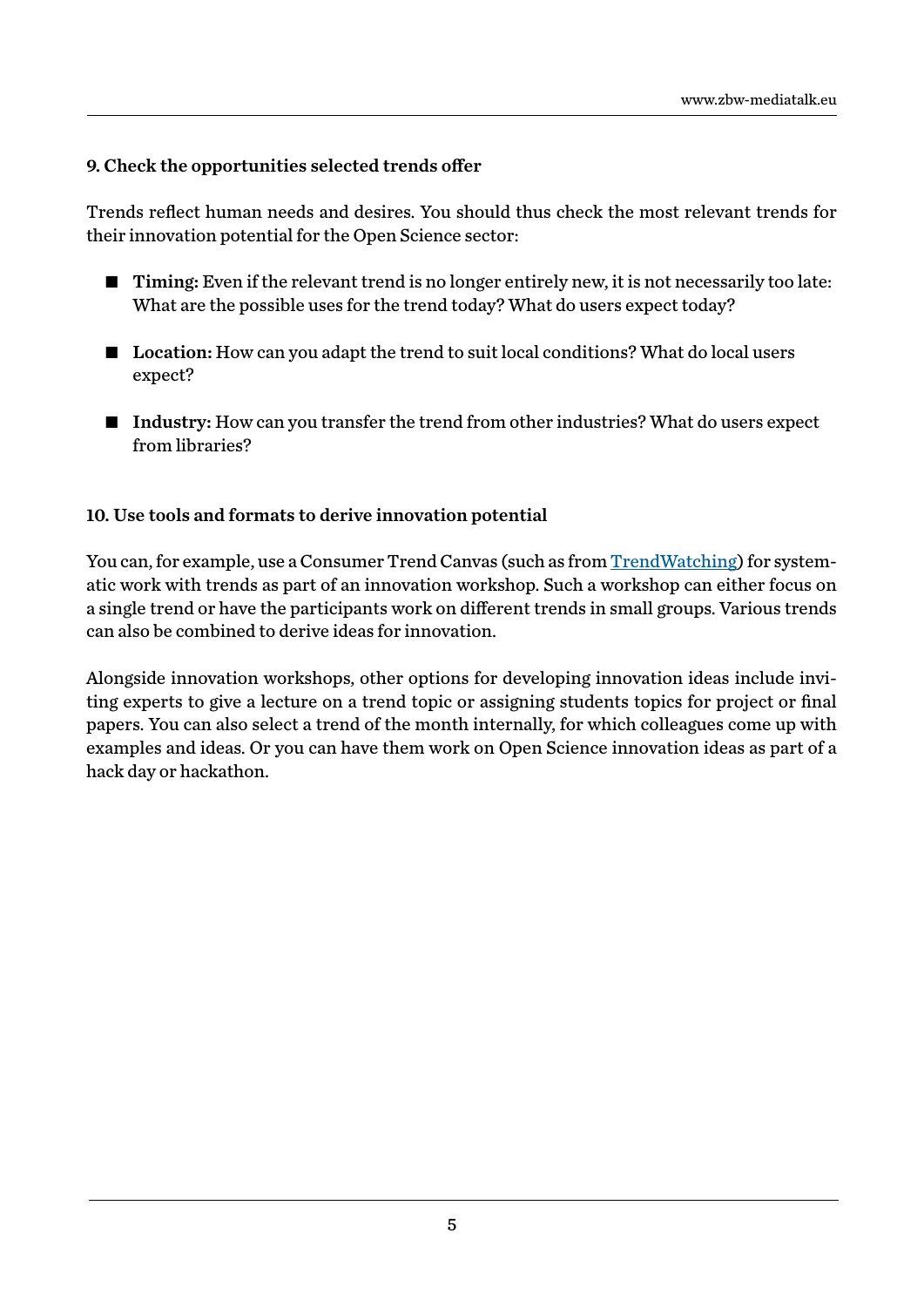### 9. Check the opportunities selected trends offer

Trends reflect human needs and desires. You should thus check the most relevant trends for their innovation potential for the Open Science sector:

- **Timing:** Even if the relevant trend is no longer entirely new, it is not necessarily too late: What are the possible uses for the trend today? What do users expect today?
- **Location:** How can you adapt the trend to suit local conditions? What do local users expect?
- **Industry:** How can you transfer the trend from other industries? What do users expect from libraries?

### 10. Use tools and formats to derive innovation potential

You can, for example, use a Consumer Trend Canvas (such as from TrendWatching) for systematic work with trends as part of an innovation workshop. Such a workshop can either focus on a single trend or have the participants work on different trends in small groups. Various trends can also be combined to derive ideas for innovation.

Alongside innovation workshops, other options for developing innovation ideas include inviting experts to give a lecture on a trend topic or assigning students topics for project or final papers. You can also select a trend of the month internally, for which colleagues come up with examples and ideas. Or you can have them work on Open Science innovation ideas as part of a hack day or hackathon.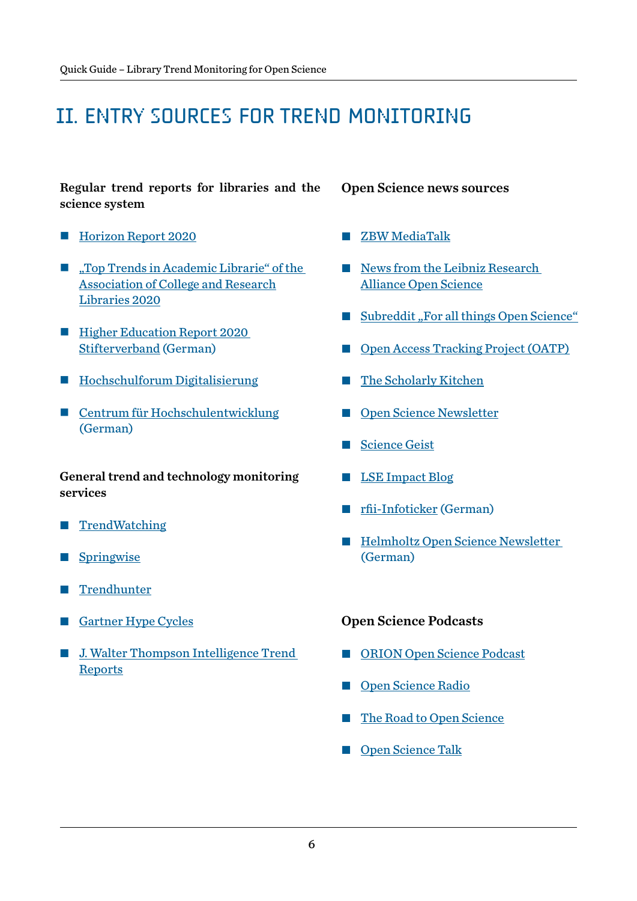# II. ENTRY SOURCES FOR TREND MONITORING

**Regular trend reports for libraries and the science system**

- Horizon Report 2020
- „Top Trends in Academic Librarie“ of the Association of College and Research Libraries 2020
- Higher Education Report 2020 Stifterverband (German)
- Hochschulforum Digitalisierung
- Centrum für Hochschulentwicklung (German)

**General trend and technology monitoring services**

- TrendWatching
- Springwise
- Trendhunter
- Gartner Hype Cycles
- J. Walter Thompson Intelligence Trend Reports

**Open Science news sources**

- ZBW MediaTalk
- News from the Leibniz Research Alliance Open Science
- Subreddit „For all things Open Science“
- Open Access Tracking Project (OATP)
- The Scholarly Kitchen
- Open Science Newsletter
- Science Geist
- LSE Impact Blog
- rfii-Infoticker (German)
- Helmholtz Open Science Newsletter (German)

**Open Science Podcasts**

- ORION Open Science Podcast
- Open Science Radio
- The Road to Open Science
- Open Science Talk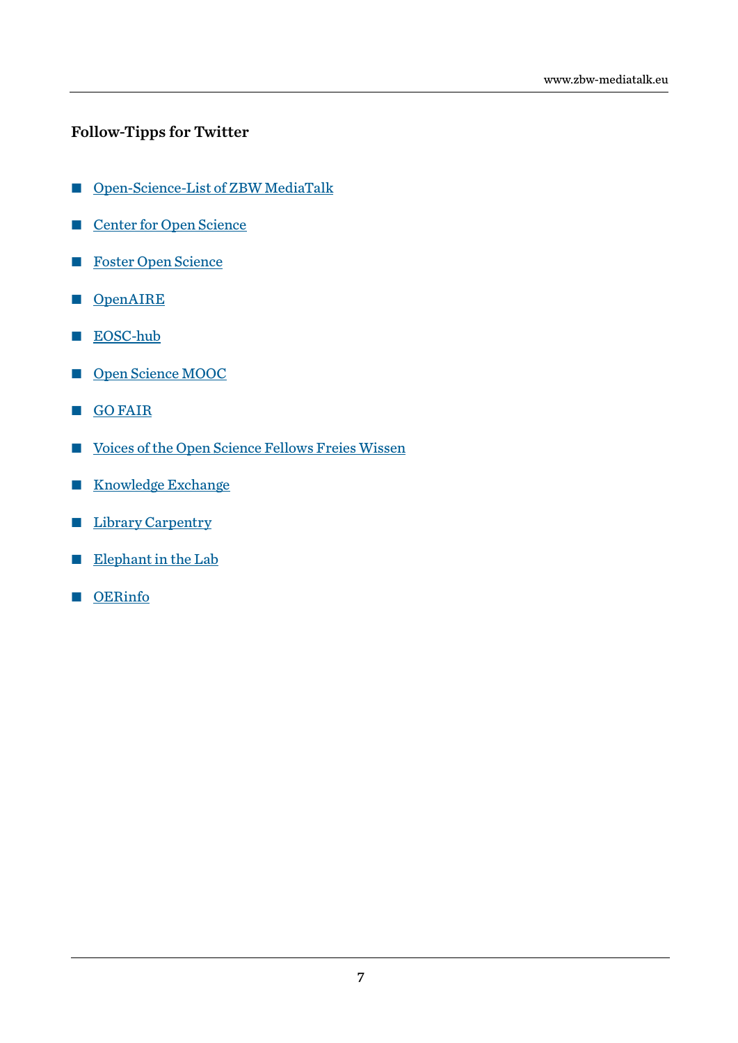### Follow-Tipps for Twitter

- Open-Science-List of ZBW MediaTalk
- Center for Open Science
- Foster Open Science
- OpenAIRE
- EOSC-hub
- Open Science MOOC
- GO FAIR
- Voices of the Open Science Fellows Freies Wissen
- Knowledge Exchange
- Library Carpentry
- Elephant in the Lab
- OERinfo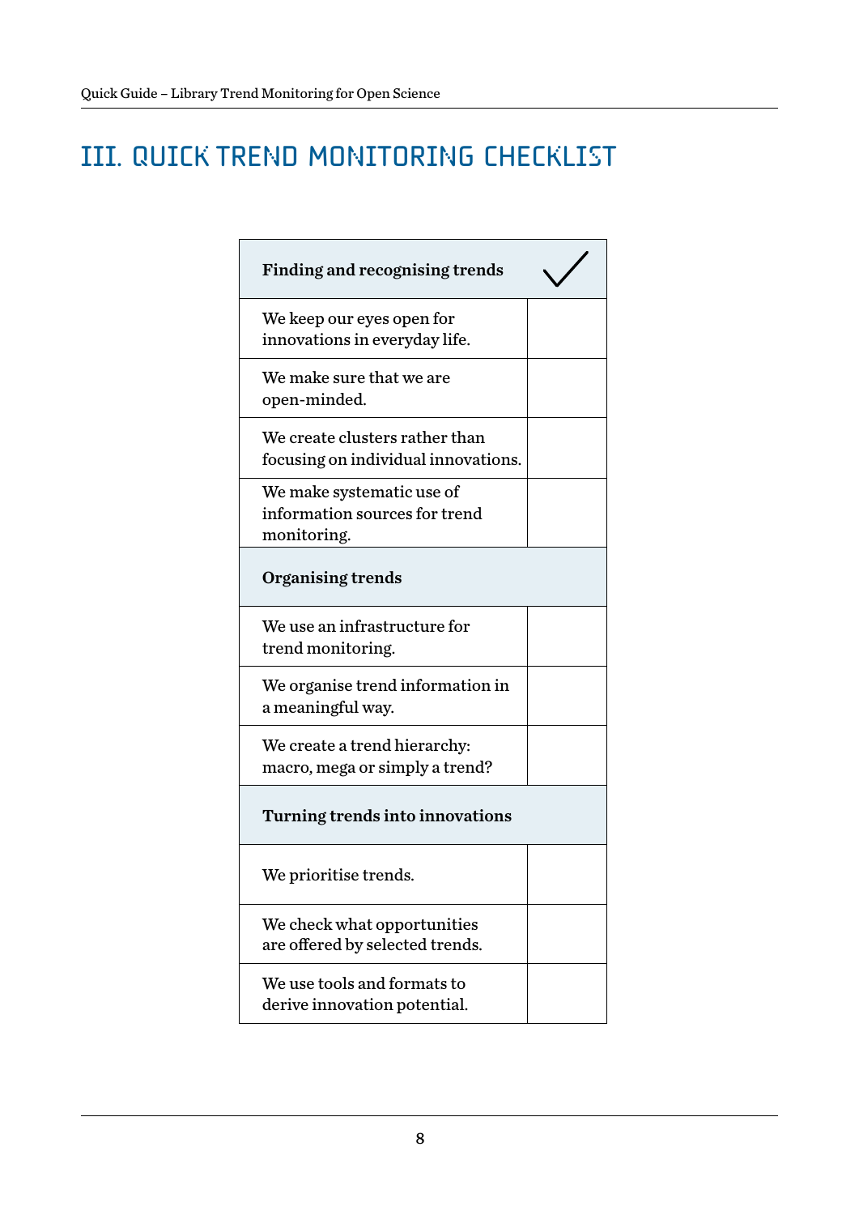# III. QUICK TREND MONITORING CHECKLIST

| **Finding and recognising trends** | ✓ |
|---|---|
| We keep our eyes open for innovations in everyday life. | |
| We make sure that we are open-minded. | |
| We create clusters rather than focusing on individual innovations. | |
| We make systematic use of information sources for trend monitoring. | |
| **Organising trends** | |
| We use an infrastructure for trend monitoring. | |
| We organise trend information in a meaningful way. | |
| We create a trend hierarchy: macro, mega or simply a trend? | |
| **Turning trends into innovations** | |
| We prioritise trends. | |
| We check what opportunities are offered by selected trends. | |
| We use tools and formats to derive innovation potential. | |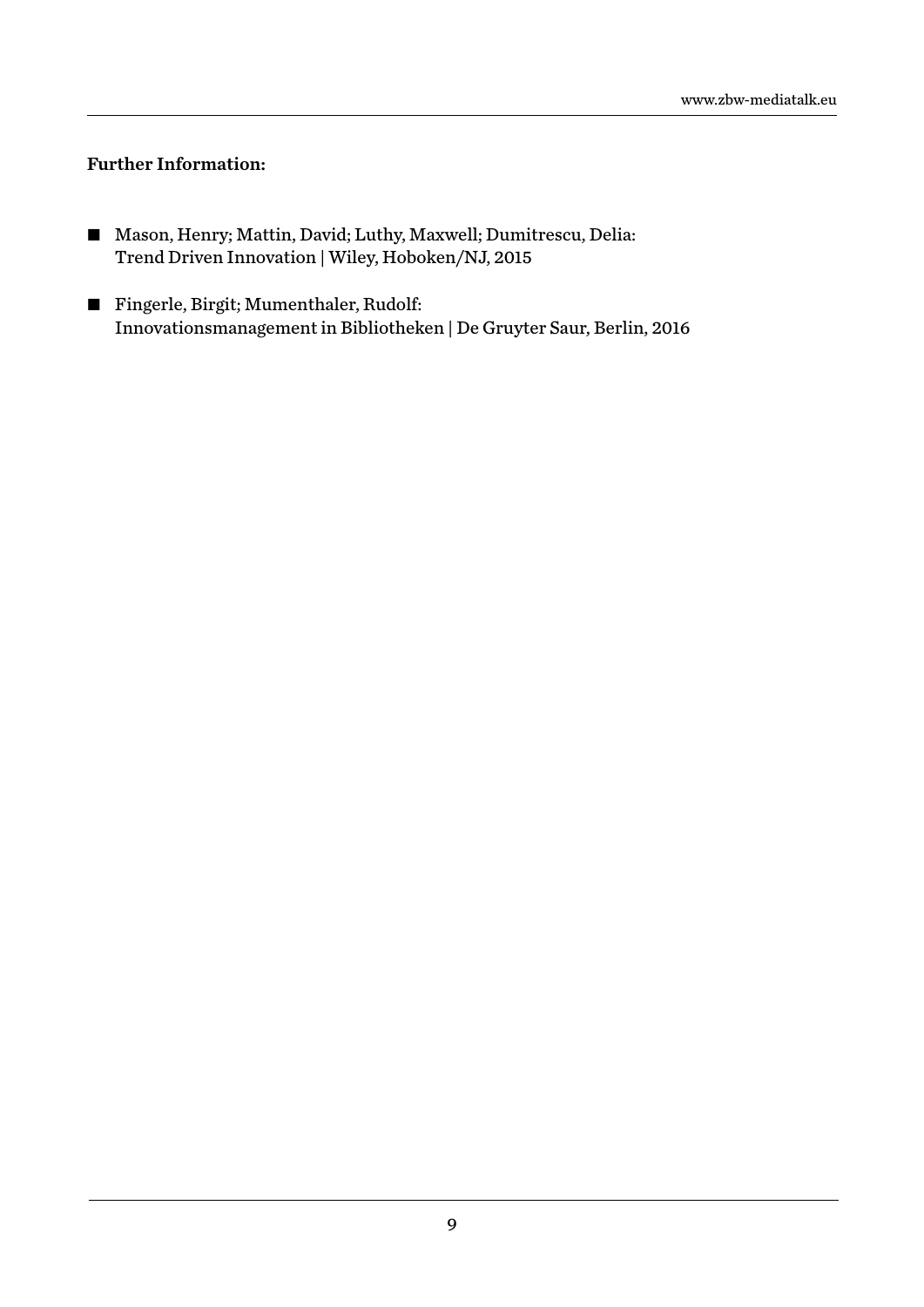**Further Information:**

- Mason, Henry; Mattin, David; Luthy, Maxwell; Dumitrescu, Delia:
  Trend Driven Innovation | Wiley, Hoboken/NJ, 2015

- Fingerle, Birgit; Mumenthaler, Rudolf:
  Innovationsmanagement in Bibliotheken | De Gruyter Saur, Berlin, 2016